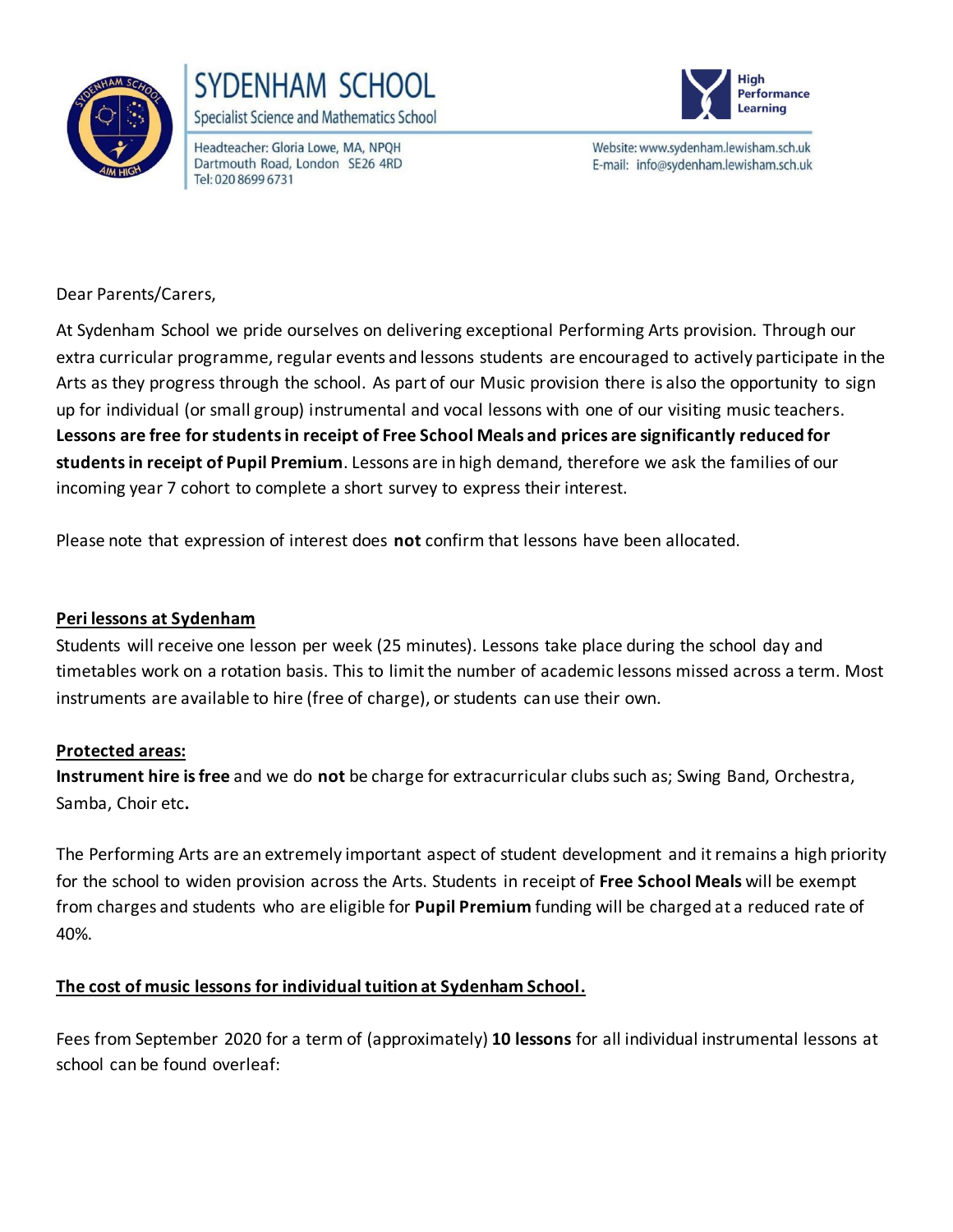# SYDENHAM SCHOOL

Specialist Science and Mathematics School

Headteacher: Gloria Lowe, MA, NPQH
Dartmouth Road, London SE26 4RD
Tel: 020 8699 6731

High Performance Learning

Website: www.sydenham.lewisham.sch.uk
E-mail: info@sydenham.lewisham.sch.uk

Dear Parents/Carers,

At Sydenham School we pride ourselves on delivering exceptional Performing Arts provision. Through our extra curricular programme, regular events and lessons students are encouraged to actively participate in the Arts as they progress through the school. As part of our Music provision there is also the opportunity to sign up for individual (or small group) instrumental and vocal lessons with one of our visiting music teachers. **Lessons are free for students in receipt of Free School Meals and prices are significantly reduced for students in receipt of Pupil Premium**. Lessons are in high demand, therefore we ask the families of our incoming year 7 cohort to complete a short survey to express their interest.

Please note that expression of interest does **not** confirm that lessons have been allocated.

## Peri lessons at Sydenham

Students will receive one lesson per week (25 minutes). Lessons take place during the school day and timetables work on a rotation basis. This to limit the number of academic lessons missed across a term. Most instruments are available to hire (free of charge), or students can use their own.

## Protected areas:

**Instrument hire is free** and we do **not** be charge for extracurricular clubs such as; Swing Band, Orchestra, Samba, Choir etc**.**

The Performing Arts are an extremely important aspect of student development and it remains a high priority for the school to widen provision across the Arts. Students in receipt of **Free School Meals** will be exempt from charges and students who are eligible for **Pupil Premium** funding will be charged at a reduced rate of 40%.

## The cost of music lessons for individual tuition at Sydenham School.

Fees from September 2020 for a term of (approximately) **10 lessons** for all individual instrumental lessons at school can be found overleaf: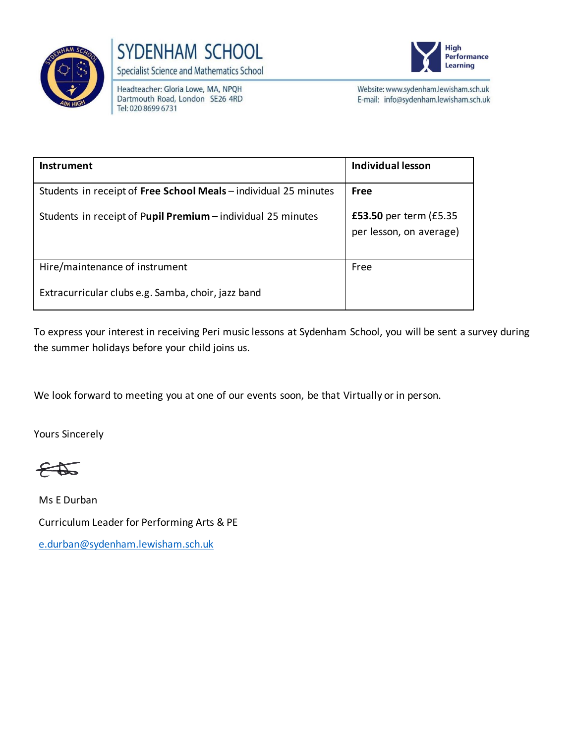# SYDENHAM SCHOOL

Specialist Science and Mathematics School

Headteacher: Gloria Lowe, MA, NPQH
Dartmouth Road, London SE26 4RD
Tel: 020 8699 6731

High Performance Learning

Website: www.sydenham.lewisham.sch.uk
E-mail: info@sydenham.lewisham.sch.uk

| **Instrument** | **Individual lesson** |
|---|---|
| Students in receipt of **Free School Meals** – individual 25 minutes<br><br>Students in receipt of P**upil Premium** – individual 25 minutes | **Free**<br><br>**£53.50** per term (£5.35 per lesson, on average) |
| Hire/maintenance of instrument<br><br>Extracurricular clubs e.g. Samba, choir, jazz band | Free |

To express your interest in receiving Peri music lessons at Sydenham School, you will be sent a survey during the summer holidays before your child joins us.

We look forward to meeting you at one of our events soon, be that Virtually or in person.

Yours Sincerely

Ms E Durban

Curriculum Leader for Performing Arts & PE

e.durban@sydenham.lewisham.sch.uk